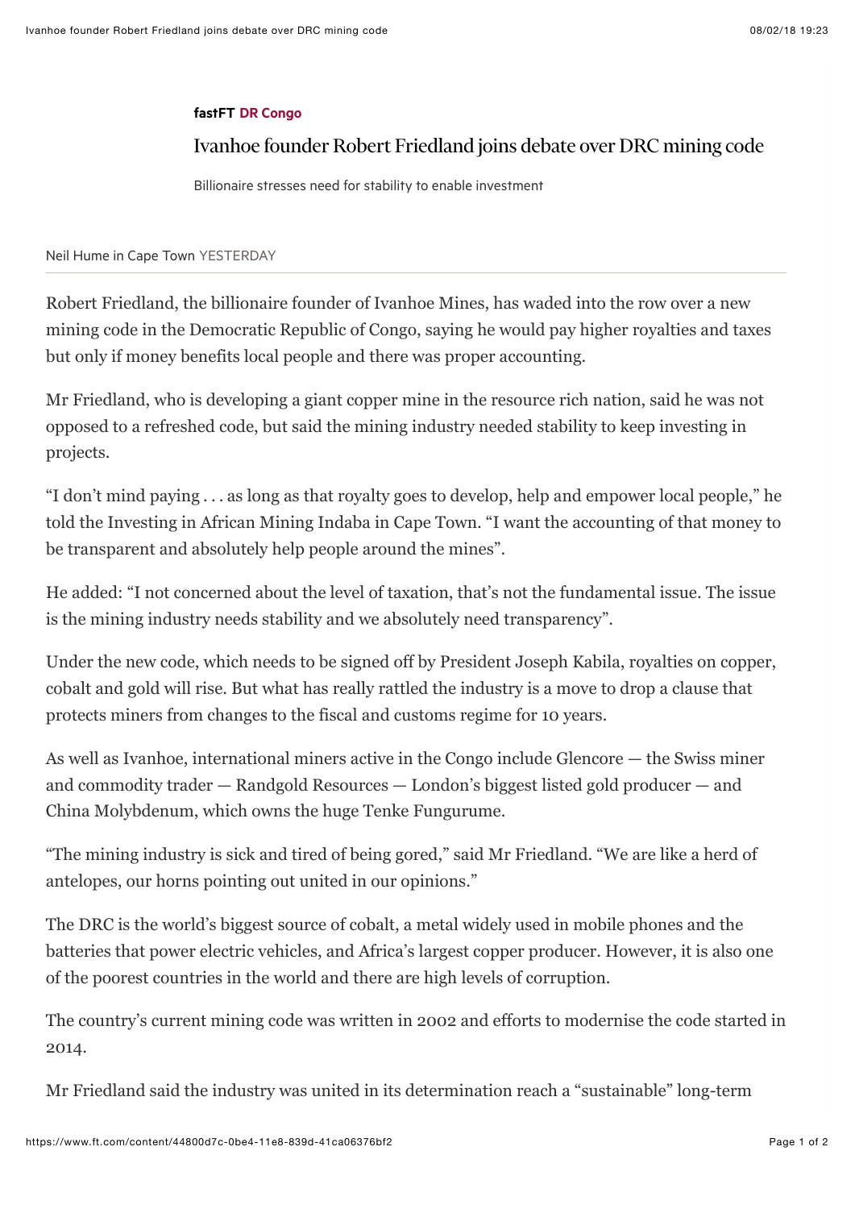**fastFT** DR Congo

# Ivanhoe founder Robert Friedland joins debate over DRC mining code

Billionaire stresses need for stability to enable investment

Neil Hume in Cape Town YESTERDAY

Robert Friedland, the billionaire founder of Ivanhoe Mines, has waded into the row over a new mining code in the Democratic Republic of Congo, saying he would pay higher royalties and taxes but only if money benefits local people and there was proper accounting.

Mr Friedland, who is developing a giant copper mine in the resource rich nation, said he was not opposed to a refreshed code, but said the mining industry needed stability to keep investing in projects.

"I don't mind paying . . . as long as that royalty goes to develop, help and empower local people," he told the Investing in African Mining Indaba in Cape Town. "I want the accounting of that money to be transparent and absolutely help people around the mines".

He added: "I not concerned about the level of taxation, that's not the fundamental issue. The issue is the mining industry needs stability and we absolutely need transparency".

Under the new code, which needs to be signed off by President Joseph Kabila, royalties on copper, cobalt and gold will rise. But what has really rattled the industry is a move to drop a clause that protects miners from changes to the fiscal and customs regime for 10 years.

As well as Ivanhoe, international miners active in the Congo include Glencore — the Swiss miner and commodity trader — Randgold Resources — London's biggest listed gold producer — and China Molybdenum, which owns the huge Tenke Fungurume.

"The mining industry is sick and tired of being gored," said Mr Friedland. "We are like a herd of antelopes, our horns pointing out united in our opinions."

The DRC is the world's biggest source of cobalt, a metal widely used in mobile phones and the batteries that power electric vehicles, and Africa's largest copper producer. However, it is also one of the poorest countries in the world and there are high levels of corruption.

The country's current mining code was written in 2002 and efforts to modernise the code started in 2014.

Mr Friedland said the industry was united in its determination reach a "sustainable" long-term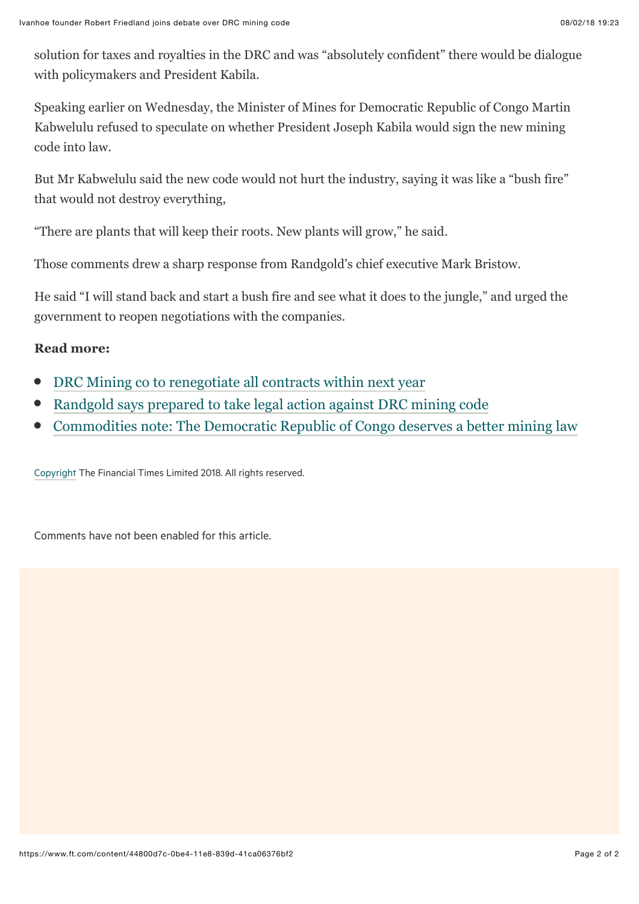solution for taxes and royalties in the DRC and was “absolutely confident” there would be dialogue with policymakers and President Kabila.

Speaking earlier on Wednesday, the Minister of Mines for Democratic Republic of Congo Martin Kabwelulu refused to speculate on whether President Joseph Kabila would sign the new mining code into law.

But Mr Kabwelulu said the new code would not hurt the industry, saying it was like a “bush fire” that would not destroy everything,

“There are plants that will keep their roots. New plants will grow,” he said.

Those comments drew a sharp response from Randgold’s chief executive Mark Bristow.

He said “I will stand back and start a bush fire and see what it does to the jungle,” and urged the government to reopen negotiations with the companies.

**Read more:**

- DRC Mining co to renegotiate all contracts within next year
- Randgold says prepared to take legal action against DRC mining code
- Commodities note: The Democratic Republic of Congo deserves a better mining law

Copyright The Financial Times Limited 2018. All rights reserved.

Comments have not been enabled for this article.